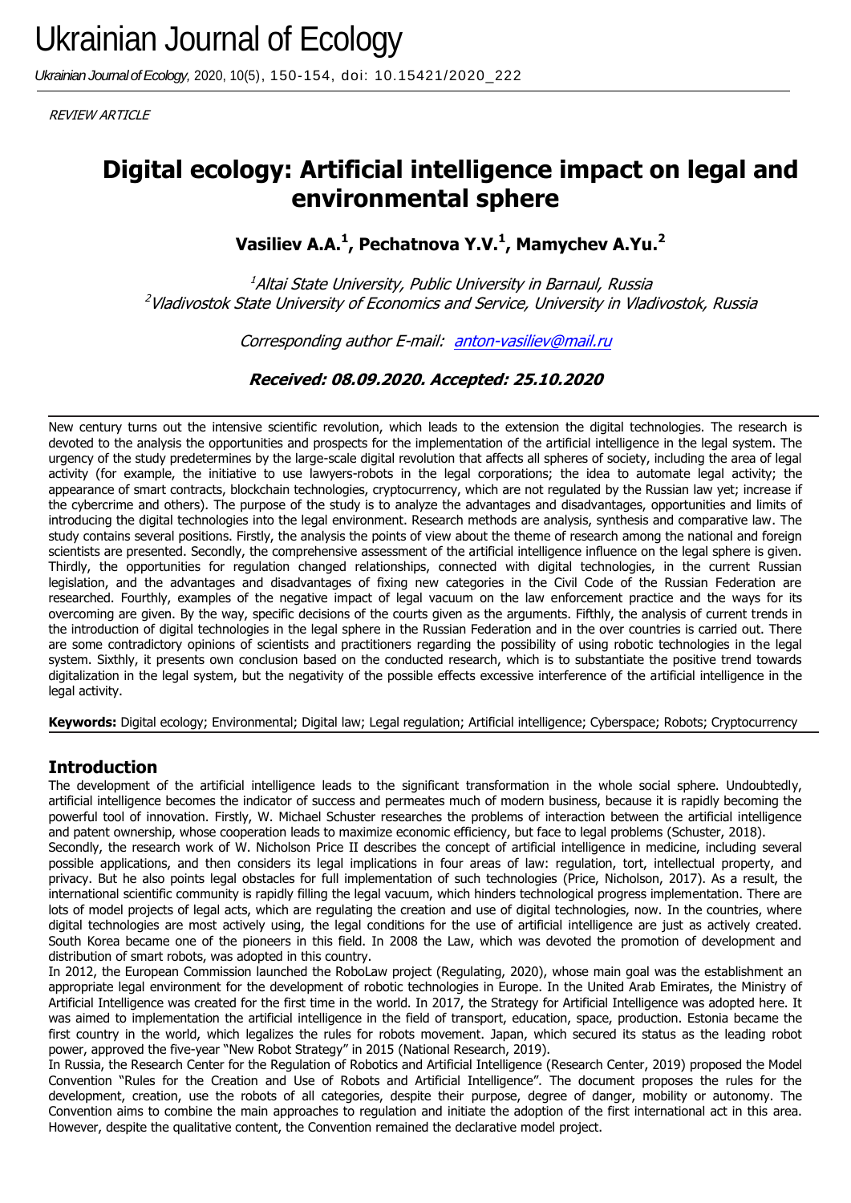# Ukrainian Journal of Ecology

*Ukrainian Journal of Ecology*, 2020, 10(5), 150-154, doi: 10.15421/2020_222

*REVIEW ARTICLE*

# Digital ecology: Artificial intelligence impact on legal and environmental sphere

**Vasiliev A.A.[1], Pechatnova Y.V.[1], Mamychev A.Yu.[2]**

*[1]Altai State University, Public University in Barnaul, Russia*
*[2]Vladivostok State University of Economics and Service, University in Vladivostok, Russia*

*Corresponding author E-mail: anton-vasiliev@mail.ru*

***Received: 08.09.2020. Accepted: 25.10.2020***

New century turns out the intensive scientific revolution, which leads to the extension the digital technologies. The research is devoted to the analysis the opportunities and prospects for the implementation of the artificial intelligence in the legal system. The urgency of the study predetermines by the large-scale digital revolution that affects all spheres of society, including the area of legal activity (for example, the initiative to use lawyers-robots in the legal corporations; the idea to automate legal activity; the appearance of smart contracts, blockchain technologies, cryptocurrency, which are not regulated by the Russian law yet; increase if the cybercrime and others). The purpose of the study is to analyze the advantages and disadvantages, opportunities and limits of introducing the digital technologies into the legal environment. Research methods are analysis, synthesis and comparative law. The study contains several positions. Firstly, the analysis the points of view about the theme of research among the national and foreign scientists are presented. Secondly, the comprehensive assessment of the artificial intelligence influence on the legal sphere is given. Thirdly, the opportunities for regulation changed relationships, connected with digital technologies, in the current Russian legislation, and the advantages and disadvantages of fixing new categories in the Civil Code of the Russian Federation are researched. Fourthly, examples of the negative impact of legal vacuum on the law enforcement practice and the ways for its overcoming are given. By the way, specific decisions of the courts given as the arguments. Fifthly, the analysis of current trends in the introduction of digital technologies in the legal sphere in the Russian Federation and in the over countries is carried out. There are some contradictory opinions of scientists and practitioners regarding the possibility of using robotic technologies in the legal system. Sixthly, it presents own conclusion based on the conducted research, which is to substantiate the positive trend towards digitalization in the legal system, but the negativity of the possible effects excessive interference of the artificial intelligence in the legal activity.

**Keywords:** Digital ecology; Environmental; Digital law; Legal regulation; Artificial intelligence; Cyberspace; Robots; Cryptocurrency

## Introduction

The development of the artificial intelligence leads to the significant transformation in the whole social sphere. Undoubtedly, artificial intelligence becomes the indicator of success and permeates much of modern business, because it is rapidly becoming the powerful tool of innovation. Firstly, W. Michael Schuster researches the problems of interaction between the artificial intelligence and patent ownership, whose cooperation leads to maximize economic efficiency, but face to legal problems (Schuster, 2018).

Secondly, the research work of W. Nicholson Price II describes the concept of artificial intelligence in medicine, including several possible applications, and then considers its legal implications in four areas of law: regulation, tort, intellectual property, and privacy. But he also points legal obstacles for full implementation of such technologies (Price, Nicholson, 2017). As a result, the international scientific community is rapidly filling the legal vacuum, which hinders technological progress implementation. There are lots of model projects of legal acts, which are regulating the creation and use of digital technologies, now. In the countries, where digital technologies are most actively using, the legal conditions for the use of artificial intelligence are just as actively created. South Korea became one of the pioneers in this field. In 2008 the Law, which was devoted the promotion of development and distribution of smart robots, was adopted in this country.

In 2012, the European Commission launched the RoboLaw project (Regulating, 2020), whose main goal was the establishment an appropriate legal environment for the development of robotic technologies in Europe. In the United Arab Emirates, the Ministry of Artificial Intelligence was created for the first time in the world. In 2017, the Strategy for Artificial Intelligence was adopted here. It was aimed to implementation the artificial intelligence in the field of transport, education, space, production. Estonia became the first country in the world, which legalizes the rules for robots movement. Japan, which secured its status as the leading robot power, approved the five-year "New Robot Strategy" in 2015 (National Research, 2019).

In Russia, the Research Center for the Regulation of Robotics and Artificial Intelligence (Research Center, 2019) proposed the Model Convention "Rules for the Creation and Use of Robots and Artificial Intelligence". The document proposes the rules for the development, creation, use the robots of all categories, despite their purpose, degree of danger, mobility or autonomy. The Convention aims to combine the main approaches to regulation and initiate the adoption of the first international act in this area. However, despite the qualitative content, the Convention remained the declarative model project.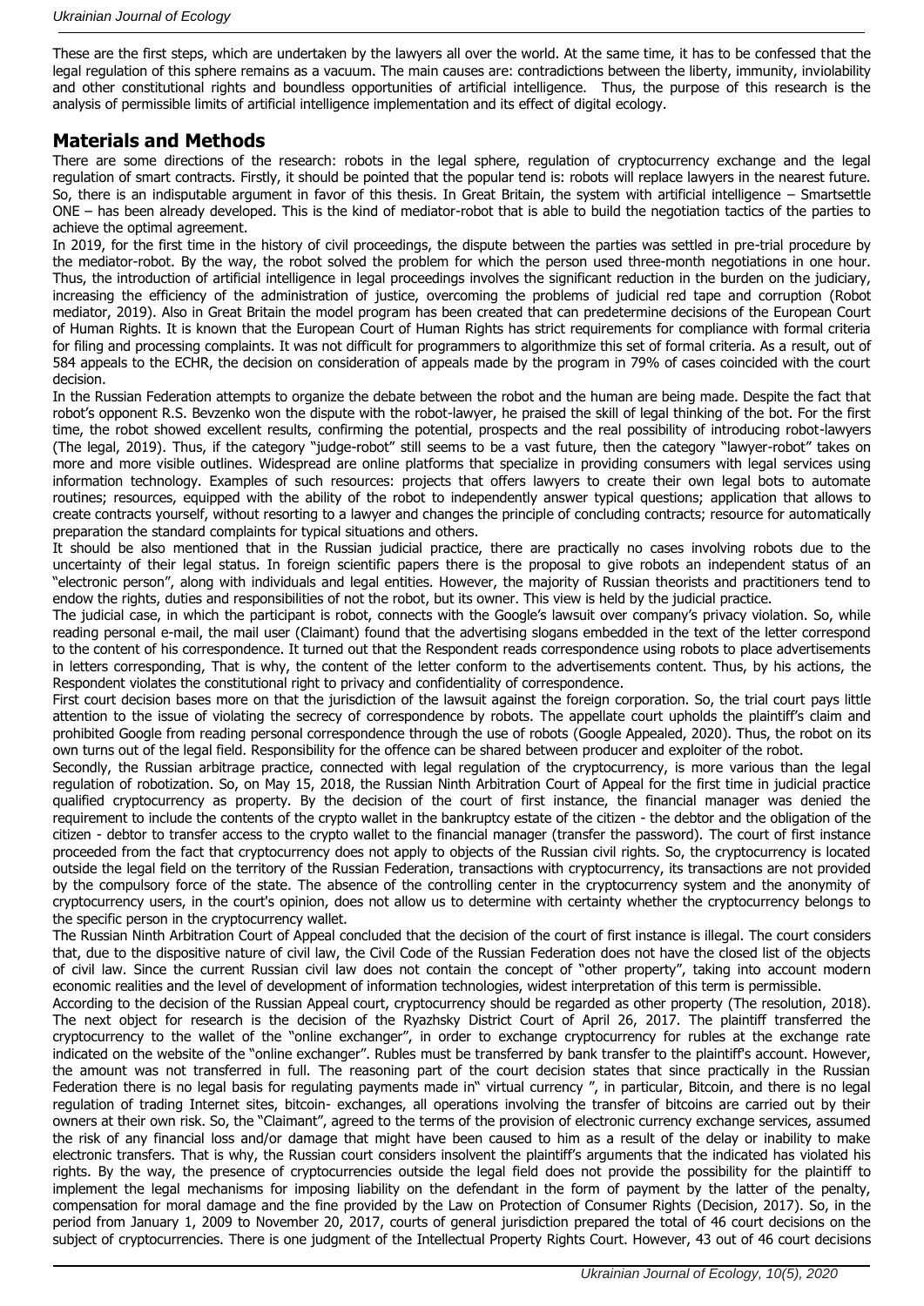These are the first steps, which are undertaken by the lawyers all over the world. At the same time, it has to be confessed that the legal regulation of this sphere remains as a vacuum. The main causes are: contradictions between the liberty, immunity, inviolability and other constitutional rights and boundless opportunities of artificial intelligence. Thus, the purpose of this research is the analysis of permissible limits of artificial intelligence implementation and its effect of digital ecology.

## Materials and Methods

There are some directions of the research: robots in the legal sphere, regulation of cryptocurrency exchange and the legal regulation of smart contracts. Firstly, it should be pointed that the popular tend is: robots will replace lawyers in the nearest future. So, there is an indisputable argument in favor of this thesis. In Great Britain, the system with artificial intelligence – Smartsettle ONE – has been already developed. This is the kind of mediator-robot that is able to build the negotiation tactics of the parties to achieve the optimal agreement.

In 2019, for the first time in the history of civil proceedings, the dispute between the parties was settled in pre-trial procedure by the mediator-robot. By the way, the robot solved the problem for which the person used three-month negotiations in one hour. Thus, the introduction of artificial intelligence in legal proceedings involves the significant reduction in the burden on the judiciary, increasing the efficiency of the administration of justice, overcoming the problems of judicial red tape and corruption (Robot mediator, 2019). Also in Great Britain the model program has been created that can predetermine decisions of the European Court of Human Rights. It is known that the European Court of Human Rights has strict requirements for compliance with formal criteria for filing and processing complaints. It was not difficult for programmers to algorithmize this set of formal criteria. As a result, out of 584 appeals to the ECHR, the decision on consideration of appeals made by the program in 79% of cases coincided with the court decision.

In the Russian Federation attempts to organize the debate between the robot and the human are being made. Despite the fact that robot's opponent R.S. Bevzenko won the dispute with the robot-lawyer, he praised the skill of legal thinking of the bot. For the first time, the robot showed excellent results, confirming the potential, prospects and the real possibility of introducing robot-lawyers (The legal, 2019). Thus, if the category "judge-robot" still seems to be a vast future, then the category "lawyer-robot" takes on more and more visible outlines. Widespread are online platforms that specialize in providing consumers with legal services using information technology. Examples of such resources: projects that offers lawyers to create their own legal bots to automate routines; resources, equipped with the ability of the robot to independently answer typical questions; application that allows to create contracts yourself, without resorting to a lawyer and changes the principle of concluding contracts; resource for automatically preparation the standard complaints for typical situations and others.

It should be also mentioned that in the Russian judicial practice, there are practically no cases involving robots due to the uncertainty of their legal status. In foreign scientific papers there is the proposal to give robots an independent status of an "electronic person", along with individuals and legal entities. However, the majority of Russian theorists and practitioners tend to endow the rights, duties and responsibilities of not the robot, but its owner. This view is held by the judicial practice.

The judicial case, in which the participant is robot, connects with the Google's lawsuit over company's privacy violation. So, while reading personal e-mail, the mail user (Claimant) found that the advertising slogans embedded in the text of the letter correspond to the content of his correspondence. It turned out that the Respondent reads correspondence using robots to place advertisements in letters corresponding, That is why, the content of the letter conform to the advertisements content. Thus, by his actions, the Respondent violates the constitutional right to privacy and confidentiality of correspondence.

First court decision bases more on that the jurisdiction of the lawsuit against the foreign corporation. So, the trial court pays little attention to the issue of violating the secrecy of correspondence by robots. The appellate court upholds the plaintiff's claim and prohibited Google from reading personal correspondence through the use of robots (Google Appealed, 2020). Thus, the robot on its own turns out of the legal field. Responsibility for the offence can be shared between producer and exploiter of the robot.

Secondly, the Russian arbitrage practice, connected with legal regulation of the cryptocurrency, is more various than the legal regulation of robotization. So, on May 15, 2018, the Russian Ninth Arbitration Court of Appeal for the first time in judicial practice qualified cryptocurrency as property. By the decision of the court of first instance, the financial manager was denied the requirement to include the contents of the crypto wallet in the bankruptcy estate of the citizen - the debtor and the obligation of the citizen - debtor to transfer access to the crypto wallet to the financial manager (transfer the password). The court of first instance proceeded from the fact that cryptocurrency does not apply to objects of the Russian civil rights. So, the cryptocurrency is located outside the legal field on the territory of the Russian Federation, transactions with cryptocurrency, its transactions are not provided by the compulsory force of the state. The absence of the controlling center in the cryptocurrency system and the anonymity of cryptocurrency users, in the court's opinion, does not allow us to determine with certainty whether the cryptocurrency belongs to the specific person in the cryptocurrency wallet.

The Russian Ninth Arbitration Court of Appeal concluded that the decision of the court of first instance is illegal. The court considers that, due to the dispositive nature of civil law, the Civil Code of the Russian Federation does not have the closed list of the objects of civil law. Since the current Russian civil law does not contain the concept of "other property", taking into account modern economic realities and the level of development of information technologies, widest interpretation of this term is permissible.

According to the decision of the Russian Appeal court, cryptocurrency should be regarded as other property (The resolution, 2018). The next object for research is the decision of the Ryazhsky District Court of April 26, 2017. The plaintiff transferred the cryptocurrency to the wallet of the "online exchanger", in order to exchange cryptocurrency for rubles at the exchange rate indicated on the website of the "online exchanger". Rubles must be transferred by bank transfer to the plaintiff's account. However, the amount was not transferred in full. The reasoning part of the court decision states that since practically in the Russian Federation there is no legal basis for regulating payments made in" virtual currency ", in particular, Bitcoin, and there is no legal regulation of trading Internet sites, bitcoin- exchanges, all operations involving the transfer of bitcoins are carried out by their owners at their own risk. So, the "Claimant", agreed to the terms of the provision of electronic currency exchange services, assumed the risk of any financial loss and/or damage that might have been caused to him as a result of the delay or inability to make electronic transfers. That is why, the Russian court considers insolvent the plaintiff's arguments that the indicated has violated his rights. By the way, the presence of cryptocurrencies outside the legal field does not provide the possibility for the plaintiff to implement the legal mechanisms for imposing liability on the defendant in the form of payment by the latter of the penalty, compensation for moral damage and the fine provided by the Law on Protection of Consumer Rights (Decision, 2017). So, in the period from January 1, 2009 to November 20, 2017, courts of general jurisdiction prepared the total of 46 court decisions on the subject of cryptocurrencies. There is one judgment of the Intellectual Property Rights Court. However, 43 out of 46 court decisions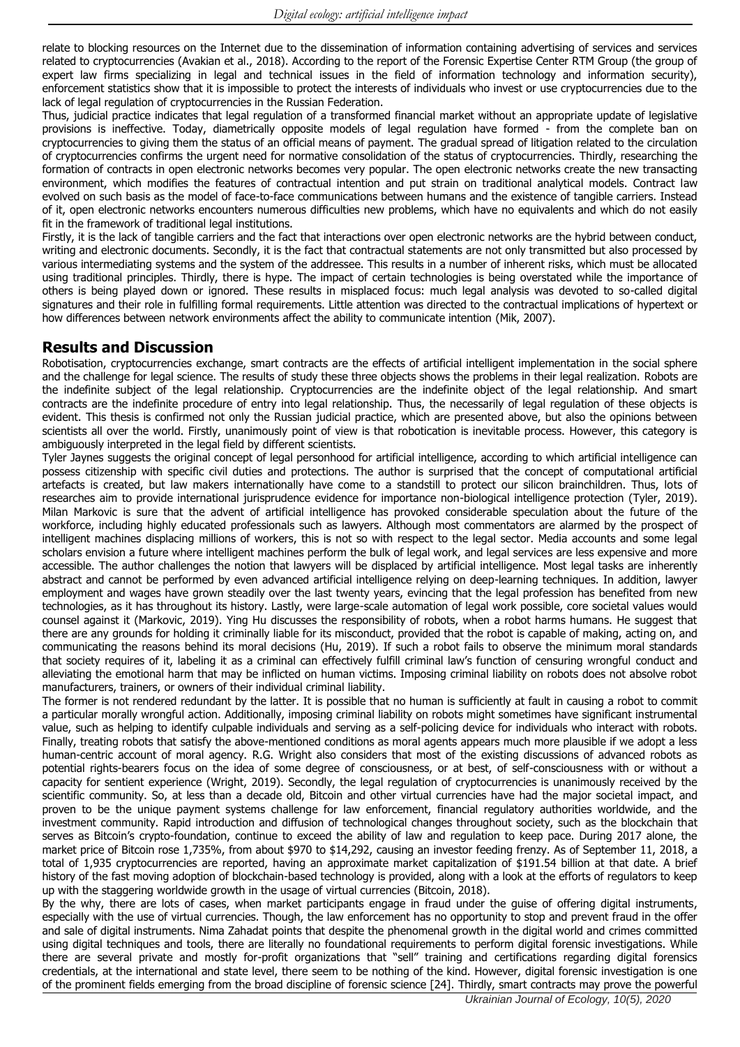relate to blocking resources on the Internet due to the dissemination of information containing advertising of services and services related to cryptocurrencies (Avakian et al., 2018). According to the report of the Forensic Expertise Center RTM Group (the group of expert law firms specializing in legal and technical issues in the field of information technology and information security), enforcement statistics show that it is impossible to protect the interests of individuals who invest or use cryptocurrencies due to the lack of legal regulation of cryptocurrencies in the Russian Federation.

Thus, judicial practice indicates that legal regulation of a transformed financial market without an appropriate update of legislative provisions is ineffective. Today, diametrically opposite models of legal regulation have formed - from the complete ban on cryptocurrencies to giving them the status of an official means of payment. The gradual spread of litigation related to the circulation of cryptocurrencies confirms the urgent need for normative consolidation of the status of cryptocurrencies. Thirdly, researching the formation of contracts in open electronic networks becomes very popular. The open electronic networks create the new transacting environment, which modifies the features of contractual intention and put strain on traditional analytical models. Contract law evolved on such basis as the model of face-to-face communications between humans and the existence of tangible carriers. Instead of it, open electronic networks encounters numerous difficulties new problems, which have no equivalents and which do not easily fit in the framework of traditional legal institutions.

Firstly, it is the lack of tangible carriers and the fact that interactions over open electronic networks are the hybrid between conduct, writing and electronic documents. Secondly, it is the fact that contractual statements are not only transmitted but also processed by various intermediating systems and the system of the addressee. This results in a number of inherent risks, which must be allocated using traditional principles. Thirdly, there is hype. The impact of certain technologies is being overstated while the importance of others is being played down or ignored. These results in misplaced focus: much legal analysis was devoted to so-called digital signatures and their role in fulfilling formal requirements. Little attention was directed to the contractual implications of hypertext or how differences between network environments affect the ability to communicate intention (Mik, 2007).

## Results and Discussion

Robotisation, cryptocurrencies exchange, smart contracts are the effects of artificial intelligent implementation in the social sphere and the challenge for legal science. The results of study these three objects shows the problems in their legal realization. Robots are the indefinite subject of the legal relationship. Cryptocurrencies are the indefinite object of the legal relationship. And smart contracts are the indefinite procedure of entry into legal relationship. Thus, the necessarily of legal regulation of these objects is evident. This thesis is confirmed not only the Russian judicial practice, which are presented above, but also the opinions between scientists all over the world. Firstly, unanimously point of view is that robotication is inevitable process. However, this category is ambiguously interpreted in the legal field by different scientists.

Tyler Jaynes suggests the original concept of legal personhood for artificial intelligence, according to which artificial intelligence can possess citizenship with specific civil duties and protections. The author is surprised that the concept of computational artificial artefacts is created, but law makers internationally have come to a standstill to protect our silicon brainchildren. Thus, lots of researches aim to provide international jurisprudence evidence for importance non-biological intelligence protection (Tyler, 2019). Milan Markovic is sure that the advent of artificial intelligence has provoked considerable speculation about the future of the workforce, including highly educated professionals such as lawyers. Although most commentators are alarmed by the prospect of intelligent machines displacing millions of workers, this is not so with respect to the legal sector. Media accounts and some legal scholars envision a future where intelligent machines perform the bulk of legal work, and legal services are less expensive and more accessible. The author challenges the notion that lawyers will be displaced by artificial intelligence. Most legal tasks are inherently abstract and cannot be performed by even advanced artificial intelligence relying on deep-learning techniques. In addition, lawyer employment and wages have grown steadily over the last twenty years, evincing that the legal profession has benefited from new technologies, as it has throughout its history. Lastly, were large-scale automation of legal work possible, core societal values would counsel against it (Markovic, 2019). Ying Hu discusses the responsibility of robots, when a robot harms humans. He suggest that there are any grounds for holding it criminally liable for its misconduct, provided that the robot is capable of making, acting on, and communicating the reasons behind its moral decisions (Hu, 2019). If such a robot fails to observe the minimum moral standards that society requires of it, labeling it as a criminal can effectively fulfill criminal law's function of censuring wrongful conduct and alleviating the emotional harm that may be inflicted on human victims. Imposing criminal liability on robots does not absolve robot manufacturers, trainers, or owners of their individual criminal liability.

The former is not rendered redundant by the latter. It is possible that no human is sufficiently at fault in causing a robot to commit a particular morally wrongful action. Additionally, imposing criminal liability on robots might sometimes have significant instrumental value, such as helping to identify culpable individuals and serving as a self-policing device for individuals who interact with robots. Finally, treating robots that satisfy the above-mentioned conditions as moral agents appears much more plausible if we adopt a less human-centric account of moral agency. R.G. Wright also considers that most of the existing discussions of advanced robots as potential rights-bearers focus on the idea of some degree of consciousness, or at best, of self-consciousness with or without a capacity for sentient experience (Wright, 2019). Secondly, the legal regulation of cryptocurrencies is unanimously received by the scientific community. So, at less than a decade old, Bitcoin and other virtual currencies have had the major societal impact, and proven to be the unique payment systems challenge for law enforcement, financial regulatory authorities worldwide, and the investment community. Rapid introduction and diffusion of technological changes throughout society, such as the blockchain that serves as Bitcoin's crypto-foundation, continue to exceed the ability of law and regulation to keep pace. During 2017 alone, the market price of Bitcoin rose 1,735%, from about $970 to $14,292, causing an investor feeding frenzy. As of September 11, 2018, a total of 1,935 cryptocurrencies are reported, having an approximate market capitalization of $191.54 billion at that date. A brief history of the fast moving adoption of blockchain-based technology is provided, along with a look at the efforts of regulators to keep up with the staggering worldwide growth in the usage of virtual currencies (Bitcoin, 2018).

By the whyt, there are lots of cases, when market participants engage in fraud under the guise of offering digital instruments, especially with the use of virtual currencies. Though, the law enforcement has no opportunity to stop and prevent fraud in the offer and sale of digital instruments. Nima Zahadat points that despite the phenomenal growth in the digital world and crimes committed using digital techniques and tools, there are literally no foundational requirements to perform digital forensic investigations. While there are several private and mostly for-profit organizations that "sell" training and certifications regarding digital forensics credentials, at the international and state level, there seem to be nothing of the kind. However, digital forensic investigation is one of the prominent fields emerging from the broad discipline of forensic science [24]. Thirdly, smart contracts may prove the powerful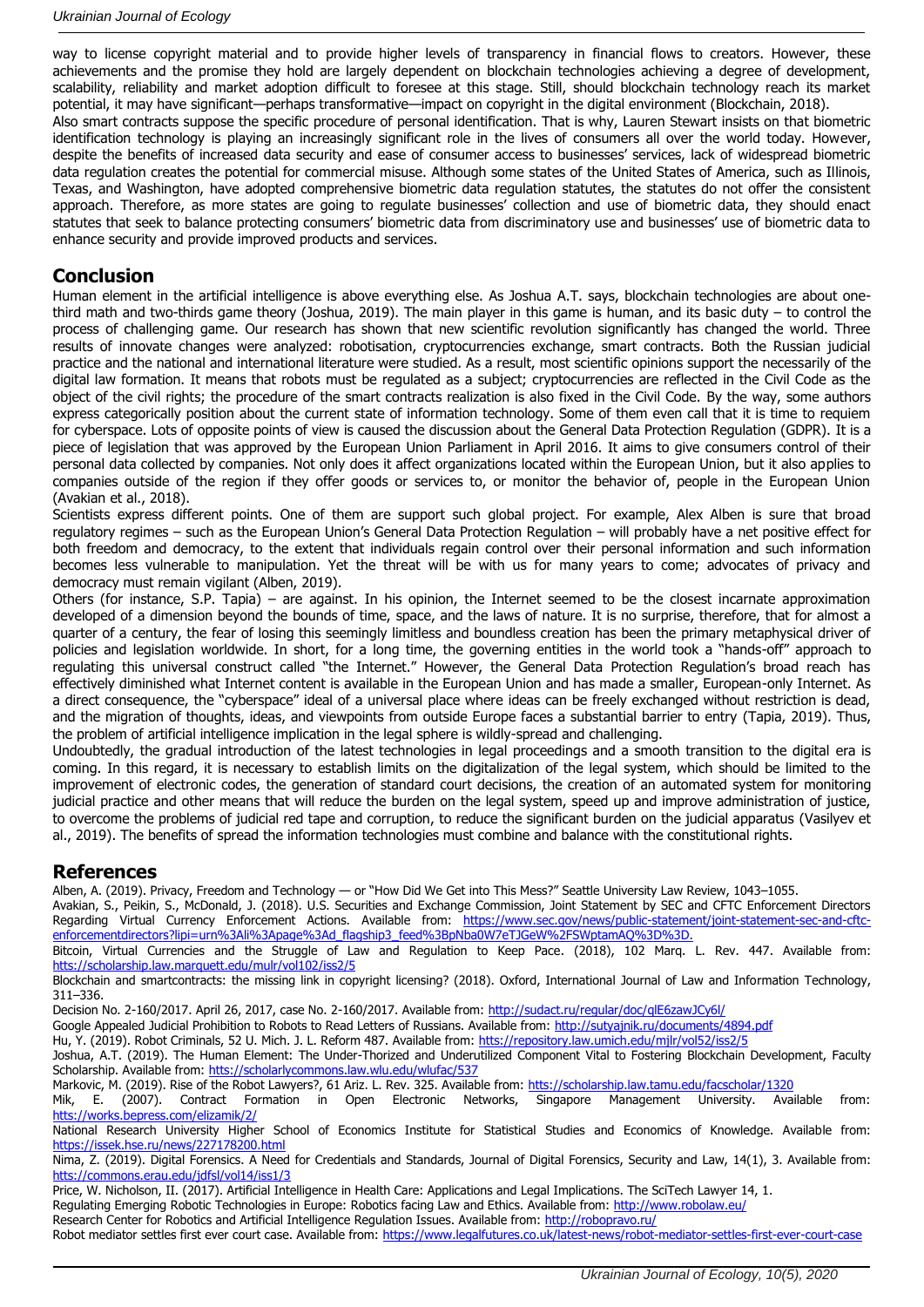way to license copyright material and to provide higher levels of transparency in financial flows to creators. However, these achievements and the promise they hold are largely dependent on blockchain technologies achieving a degree of development, scalability, reliability and market adoption difficult to foresee at this stage. Still, should blockchain technology reach its market potential, it may have significant—perhaps transformative—impact on copyright in the digital environment (Blockchain, 2018).

Also smart contracts suppose the specific procedure of personal identification. That is why, Lauren Stewart insists on that biometric identification technology is playing an increasingly significant role in the lives of consumers all over the world today. However, despite the benefits of increased data security and ease of consumer access to businesses' services, lack of widespread biometric data regulation creates the potential for commercial misuse. Although some states of the United States of America, such as Illinois, Texas, and Washington, have adopted comprehensive biometric data regulation statutes, the statutes do not offer the consistent approach. Therefore, as more states are going to regulate businesses' collection and use of biometric data, they should enact statutes that seek to balance protecting consumers' biometric data from discriminatory use and businesses' use of biometric data to enhance security and provide improved products and services.

## Conclusion

Human element in the artificial intelligence is above everything else. As Joshua A.T. says, blockchain technologies are about one-third math and two-thirds game theory (Joshua, 2019). The main player in this game is human, and its basic duty – to control the process of challenging game. Our research has shown that new scientific revolution significantly has changed the world. Three results of innovate changes were analyzed: robotisation, cryptocurrencies exchange, smart contracts. Both the Russian judicial practice and the national and international literature were studied. As a result, most scientific opinions support the necessarily of the digital law formation. It means that robots must be regulated as a subject; cryptocurrencies are reflected in the Civil Code as the object of the civil rights; the procedure of the smart contracts realization is also fixed in the Civil Code. By the way, some authors express categorically position about the current state of information technology. Some of them even call that it is time to requiem for cyberspace. Lots of opposite points of view is caused the discussion about the General Data Protection Regulation (GDPR). It is a piece of legislation that was approved by the European Union Parliament in April 2016. It aims to give consumers control of their personal data collected by companies. Not only does it affect organizations located within the European Union, but it also applies to companies outside of the region if they offer goods or services to, or monitor the behavior of, people in the European Union (Avakian et al., 2018).

Scientists express different points. One of them are support such global project. For example, Alex Alben is sure that broad regulatory regimes – such as the European Union's General Data Protection Regulation – will probably have a net positive effect for both freedom and democracy, to the extent that individuals regain control over their personal information and such information becomes less vulnerable to manipulation. Yet the threat will be with us for many years to come; advocates of privacy and democracy must remain vigilant (Alben, 2019).

Others (for instance, S.P. Tapia) – are against. In his opinion, the Internet seemed to be the closest incarnate approximation developed of a dimension beyond the bounds of time, space, and the laws of nature. It is no surprise, therefore, that for almost a quarter of a century, the fear of losing this seemingly limitless and boundless creation has been the primary metaphysical driver of policies and legislation worldwide. In short, for a long time, the governing entities in the world took a "hands-off" approach to regulating this universal construct called "the Internet." However, the General Data Protection Regulation's broad reach has effectively diminished what Internet content is available in the European Union and has made a smaller, European-only Internet. As a direct consequence, the "cyberspace" ideal of a universal place where ideas can be freely exchanged without restriction is dead, and the migration of thoughts, ideas, and viewpoints from outside Europe faces a substantial barrier to entry (Tapia, 2019). Thus, the problem of artificial intelligence implication in the legal sphere is wildly-spread and challenging.

Undoubtedly, the gradual introduction of the latest technologies in legal proceedings and a smooth transition to the digital era is coming. In this regard, it is necessary to establish limits on the digitalization of the legal system, which should be limited to the improvement of electronic codes, the generation of standard court decisions, the creation of an automated system for monitoring judicial practice and other means that will reduce the burden on the legal system, speed up and improve administration of justice, to overcome the problems of judicial red tape and corruption, to reduce the significant burden on the judicial apparatus (Vasilyev et al., 2019). The benefits of spread the information technologies must combine and balance with the constitutional rights.

## References

Alben, A. (2019). Privacy, Freedom and Technology — or "How Did We Get into This Mess?" Seattle University Law Review, 1043–1055.

Avakian, S., Peikin, S., McDonald, J. (2018). U.S. Securities and Exchange Commission, Joint Statement by SEC and CFTC Enforcement Directors Regarding Virtual Currency Enforcement Actions. Available from: https://www.sec.gov/news/public-statement/joint-statement-sec-and-cftc-enforcementdirectors?lipi=urn%3Ali%3Apage%3Ad_flagship3_feed%3BpNba0W7eTJGeW%2FSWptamAQ%3D%3D.

Bitcoin, Virtual Currencies and the Struggle of Law and Regulation to Keep Pace. (2018), 102 Marq. L. Rev. 447. Available from: https://scholarship.law.marquett.edu/mulr/vol102/iss2/5

Blockchain and smartcontracts: the missing link in copyright licensing? (2018). Oxford, International Journal of Law and Information Technology, 311–336.

Decision No. 2-160/2017. April 26, 2017, case No. 2-160/2017. Available from: http://sudact.ru/regular/doc/qlE6zawJCy6l/

Google Appealed Judicial Prohibition to Robots to Read Letters of Russians. Available from: http://sutyajnik.ru/documents/4894.pdf

Hu, Y. (2019). Robot Criminals, 52 U. Mich. J. L. Reform 487. Available from: https://repository.law.umich.edu/mjlr/vol52/iss2/5

Joshua, A.T. (2019). The Human Element: The Under-Thorized and Underutilized Component Vital to Fostering Blockchain Development, Faculty Scholarship. Available from: https://scholarlycommons.law.wlu.edu/wlufac/537

Markovic, M. (2019). Rise of the Robot Lawyers?, 61 Ariz. L. Rev. 325. Available from: https://scholarship.law.tamu.edu/facscholar/1320

Mik, E. (2007). Contract Formation in Open Electronic Networks, Singapore Management University. Available from: https://works.bepress.com/elizamik/2/

National Research University Higher School of Economics Institute for Statistical Studies and Economics of Knowledge. Available from: https://issek.hse.ru/news/227178200.html

Nima, Z. (2019). Digital Forensics. A Need for Credentials and Standards, Journal of Digital Forensics, Security and Law, 14(1), 3. Available from: https://commons.erau.edu/jdfsl/vol14/iss1/3

Price, W. Nicholson, II. (2017). Artificial Intelligence in Health Care: Applications and Legal Implications. The SciTech Lawyer 14, 1.

Regulating Emerging Robotic Technologies in Europe: Robotics facing Law and Ethics. Available from: http://www.robolaw.eu/

Research Center for Robotics and Artificial Intelligence Regulation Issues. Available from: http://robopravo.ru/

Robot mediator settles first ever court case. Available from: https://www.legalfutures.co.uk/latest-news/robot-mediator-settles-first-ever-court-case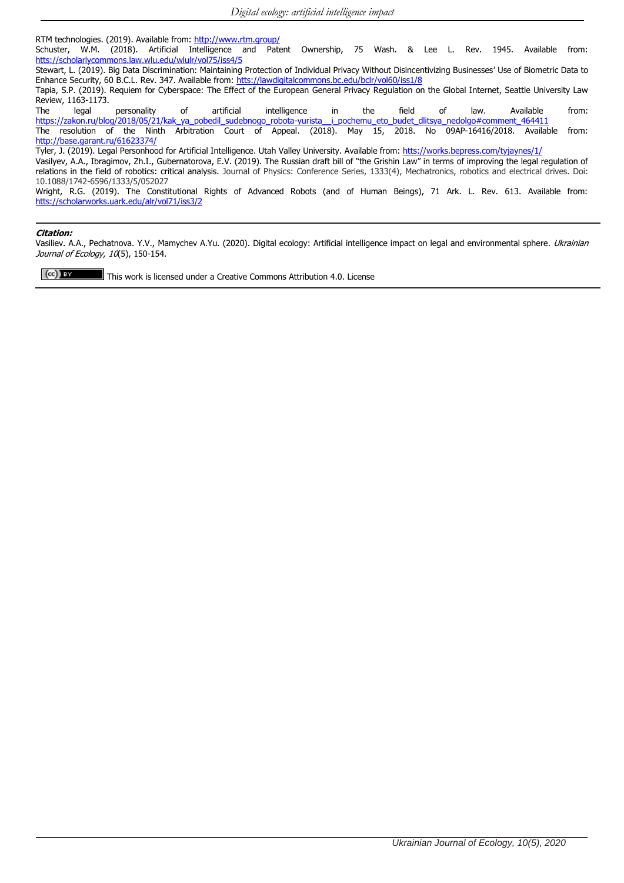RTM technologies. (2019). Available from: http://www.rtm.group/

Schuster, W.M. (2018). Artificial Intelligence and Patent Ownership, 75 Wash. & Lee L. Rev. 1945. Available from: https://scholarlycommons.law.wlu.edu/wlulr/vol75/iss4/5

Stewart, L. (2019). Big Data Discrimination: Maintaining Protection of Individual Privacy Without Disincentivizing Businesses' Use of Biometric Data to Enhance Security, 60 B.C.L. Rev. 347. Available from: https://lawdigitalcommons.bc.edu/bclr/vol60/iss1/8

Tapia, S.P. (2019). Requiem for Cyberspace: The Effect of the European General Privacy Regulation on the Global Internet, Seattle University Law Review, 1163-1173.

The legal personality of artificial intelligence in the field of law. Available from: https://zakon.ru/blog/2018/05/21/kak_ya_pobedil_sudebnogo_robota-yurista__i_pochemu_eto_budet_dlitsya_nedolgo#comment_464411

The resolution of the Ninth Arbitration Court of Appeal. (2018). May 15, 2018. No 09AP-16416/2018. Available from: http://base.garant.ru/61623374/

Tyler, J. (2019). Legal Personhood for Artificial Intelligence. Utah Valley University. Available from: https://works.bepress.com/tyjaynes/1/

Vasilyev, A.A., Ibragimov, Zh.I., Gubernatorova, E.V. (2019). The Russian draft bill of "the Grishin Law" in terms of improving the legal regulation of relations in the field of robotics: critical analysis. Journal of Physics: Conference Series, 1333(4), Mechatronics, robotics and electrical drives. Doi: 10.1088/1742-6596/1333/5/052027

Wright, R.G. (2019). The Constitutional Rights of Advanced Robots (and of Human Beings), 71 Ark. L. Rev. 613. Available from: https://scholarworks.uark.edu/alr/vol71/iss3/2

***Citation:***

Vasiliev. A.A., Pechatnova. Y.V., Mamychev A.Yu. (2020). Digital ecology: Artificial intelligence impact on legal and environmental sphere. *Ukrainian Journal of Ecology, 10*(5), 150-154.

This work is licensed under a Creative Commons Attribution 4.0. License